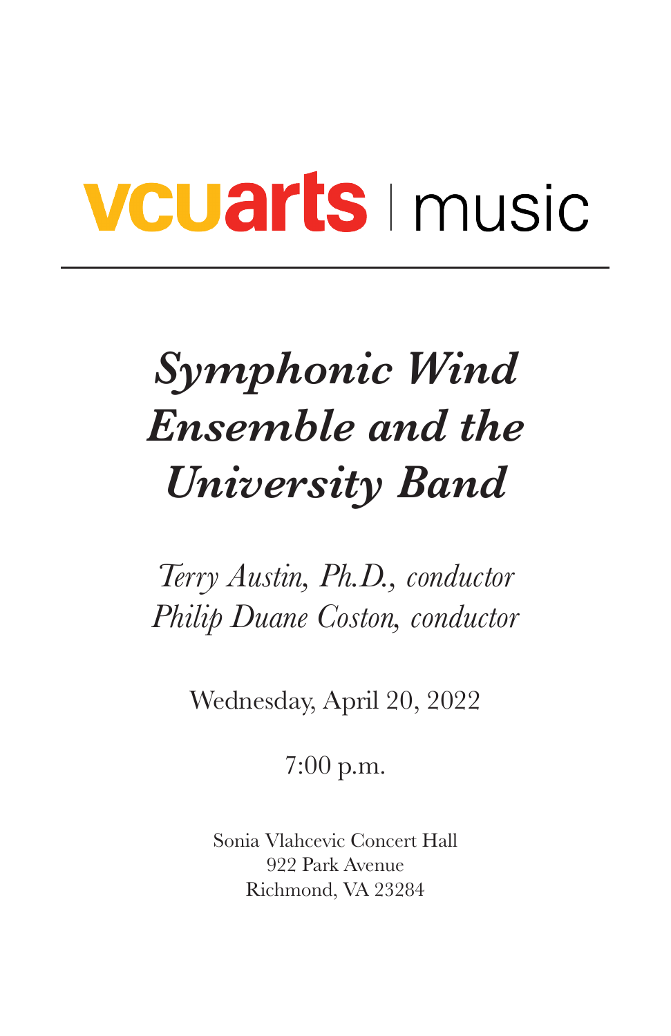vcuarts | music

# *Symphonic Wind Ensemble and the University Band*

*Terry Austin, Ph.D., conductor*
*Philip Duane Coston, conductor*

Wednesday, April 20, 2022

7:00 p.m.

Sonia Vlahcevic Concert Hall
922 Park Avenue
Richmond, VA 23284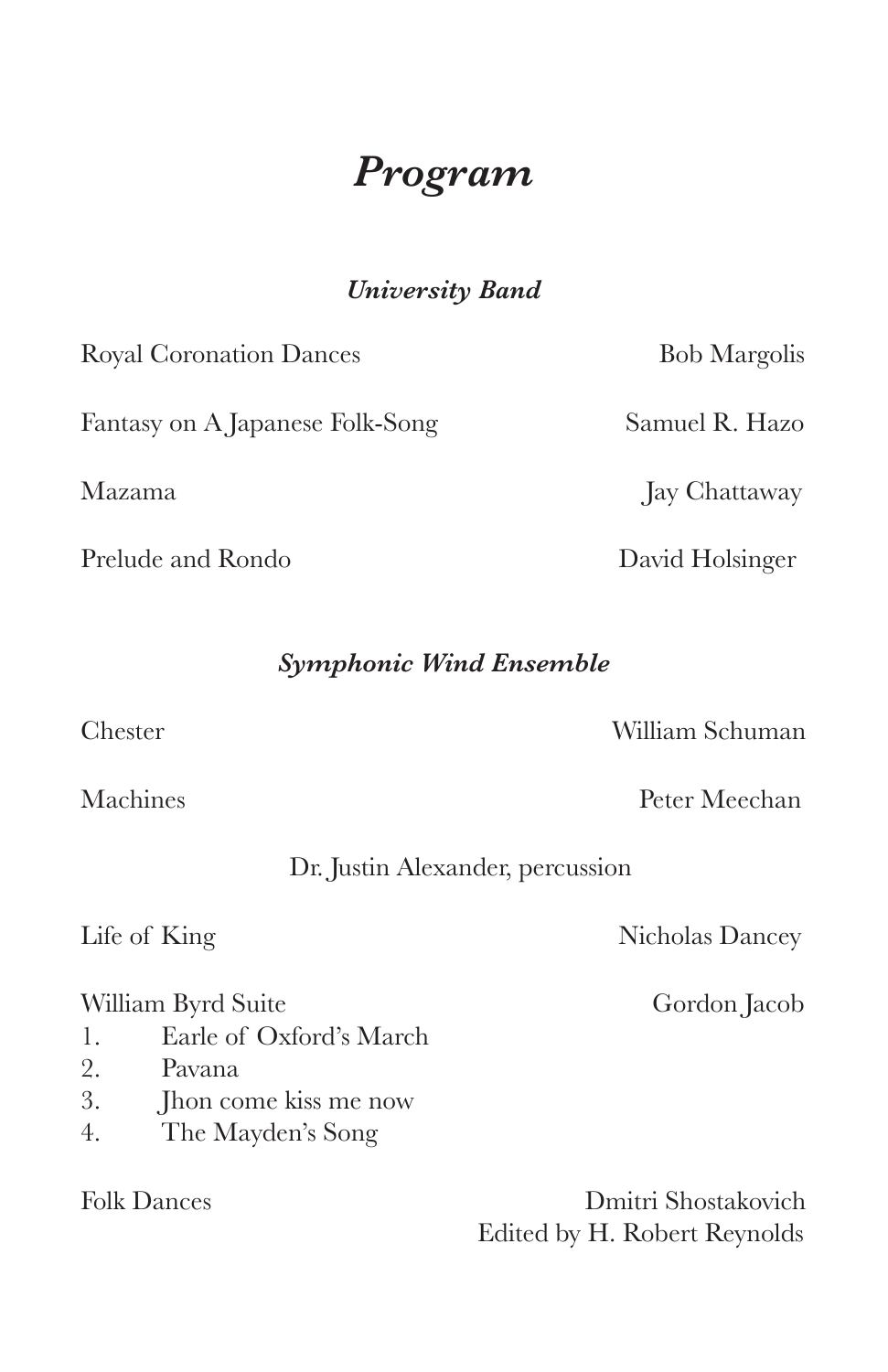# *Program*

## *University Band*

| | |
|---|---|
| Royal Coronation Dances | Bob Margolis |
| Fantasy on A Japanese Folk-Song | Samuel R. Hazo |
| Mazama | Jay Chattaway |
| Prelude and Rondo | David Holsinger |

## *Symphonic Wind Ensemble*

Chester — William Schuman

Machines — Peter Meechan

Dr. Justin Alexander, percussion

Life of King — Nicholas Dancey

William Byrd Suite — Gordon Jacob

1. Earle of Oxford's March
2. Pavana
3. Jhon come kiss me now
4. The Mayden's Song

Folk Dances — Dmitri Shostakovich
Edited by H. Robert Reynolds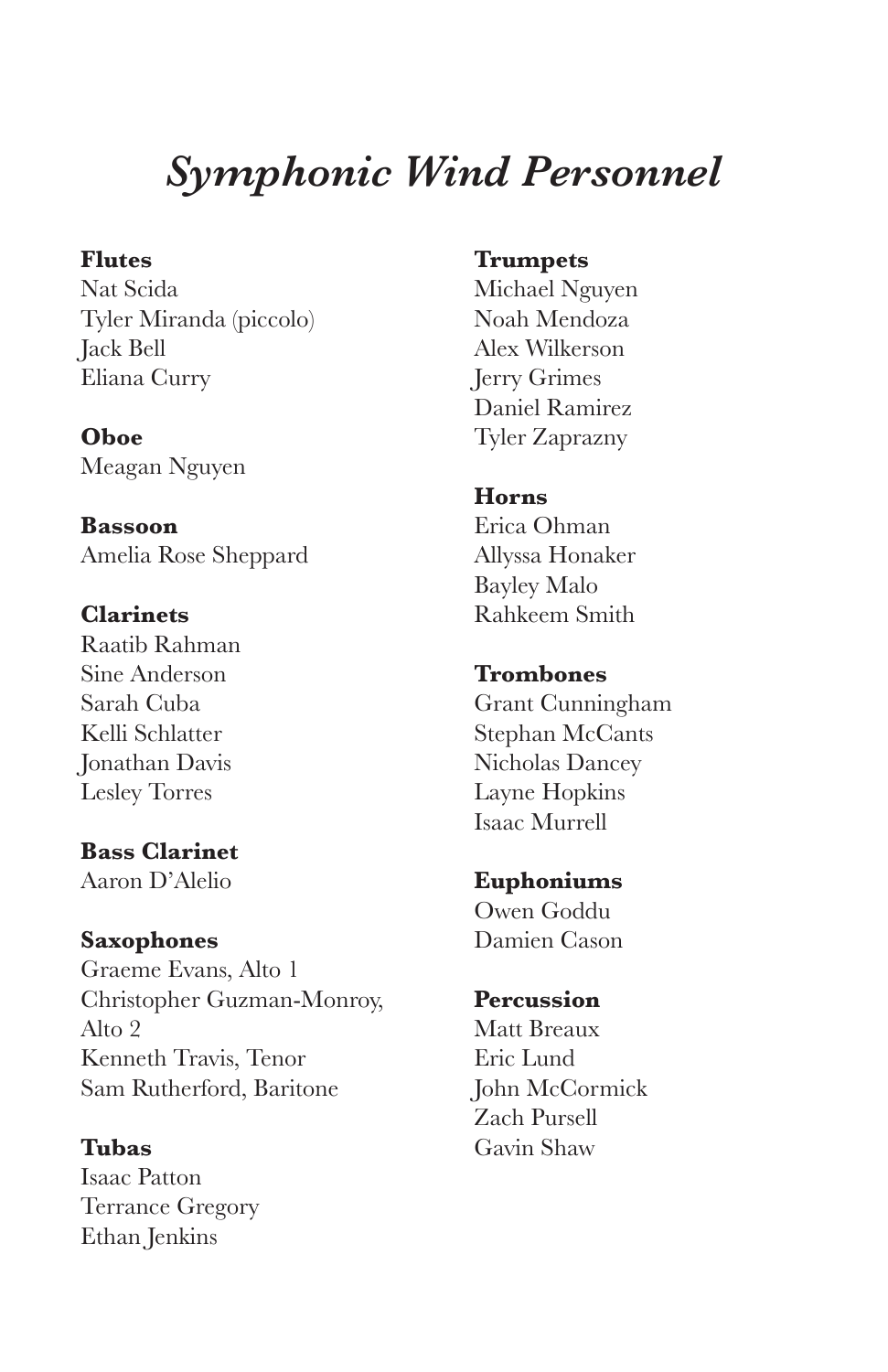# *Symphonic Wind Personnel*

**Flutes**
Nat Scida
Tyler Miranda (piccolo)
Jack Bell
Eliana Curry

**Oboe**
Meagan Nguyen

**Bassoon**
Amelia Rose Sheppard

**Clarinets**
Raatib Rahman
Sine Anderson
Sarah Cuba
Kelli Schlatter
Jonathan Davis
Lesley Torres

**Bass Clarinet**
Aaron D'Alelio

**Saxophones**
Graeme Evans, Alto 1
Christopher Guzman-Monroy, Alto 2
Kenneth Travis, Tenor
Sam Rutherford, Baritone

**Tubas**
Isaac Patton
Terrance Gregory
Ethan Jenkins

**Trumpets**
Michael Nguyen
Noah Mendoza
Alex Wilkerson
Jerry Grimes
Daniel Ramirez
Tyler Zaprazny

**Horns**
Erica Ohman
Allyssa Honaker
Bayley Malo
Rahkeem Smith

**Trombones**
Grant Cunningham
Stephan McCants
Nicholas Dancey
Layne Hopkins
Isaac Murrell

**Euphoniums**
Owen Goddu
Damien Cason

**Percussion**
Matt Breaux
Eric Lund
John McCormick
Zach Pursell
Gavin Shaw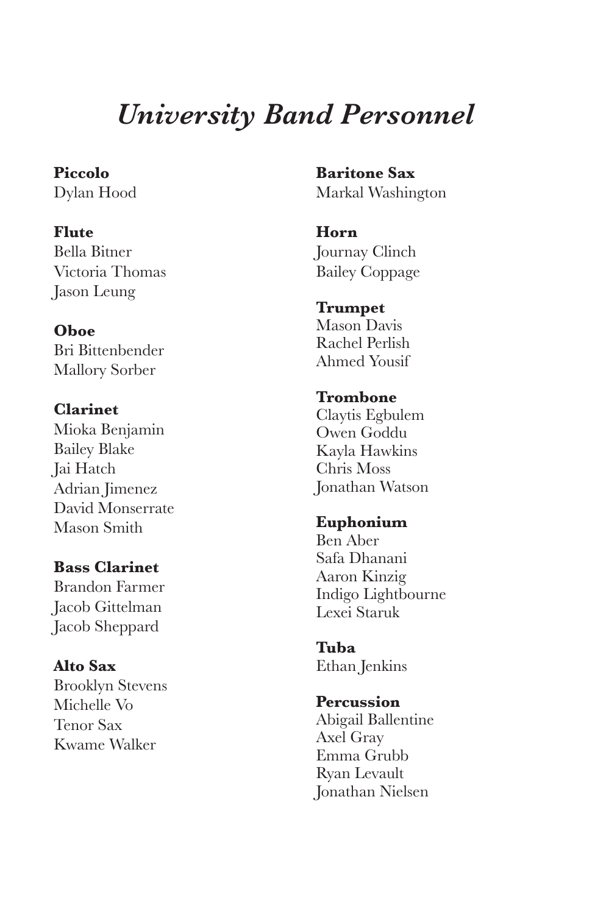# *University Band Personnel*

**Piccolo**
Dylan Hood

**Flute**
Bella Bitner
Victoria Thomas
Jason Leung

**Oboe**
Bri Bittenbender
Mallory Sorber

**Clarinet**
Mioka Benjamin
Bailey Blake
Jai Hatch
Adrian Jimenez
David Monserrate
Mason Smith

**Bass Clarinet**
Brandon Farmer
Jacob Gittelman
Jacob Sheppard

**Alto Sax**
Brooklyn Stevens
Michelle Vo
Tenor Sax
Kwame Walker

**Baritone Sax**
Markal Washington

**Horn**
Journay Clinch
Bailey Coppage

**Trumpet**
Mason Davis
Rachel Perlish
Ahmed Yousif

**Trombone**
Claytis Egbulem
Owen Goddu
Kayla Hawkins
Chris Moss
Jonathan Watson

**Euphonium**
Ben Aber
Safa Dhanani
Aaron Kinzig
Indigo Lightbourne
Lexei Staruk

**Tuba**
Ethan Jenkins

**Percussion**
Abigail Ballentine
Axel Gray
Emma Grubb
Ryan Levault
Jonathan Nielsen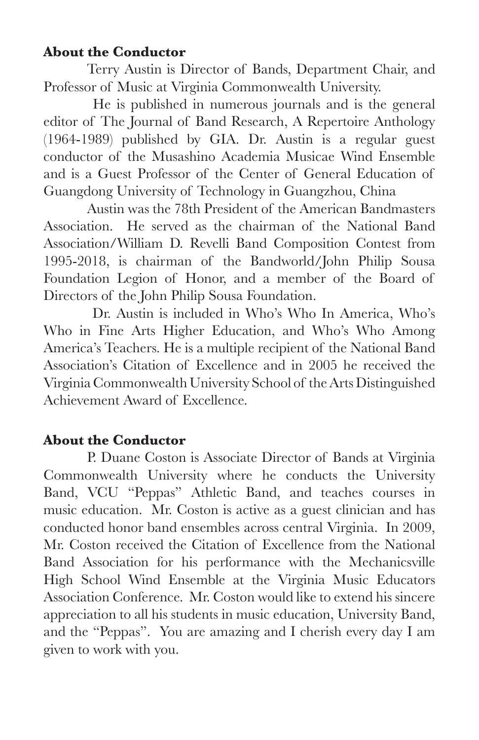**About the Conductor**

Terry Austin is Director of Bands, Department Chair, and Professor of Music at Virginia Commonwealth University.

He is published in numerous journals and is the general editor of The Journal of Band Research, A Repertoire Anthology (1964-1989) published by GIA. Dr. Austin is a regular guest conductor of the Musashino Academia Musicae Wind Ensemble and is a Guest Professor of the Center of General Education of Guangdong University of Technology in Guangzhou, China

Austin was the 78th President of the American Bandmasters Association. He served as the chairman of the National Band Association/William D. Revelli Band Composition Contest from 1995-2018, is chairman of the Bandworld/John Philip Sousa Foundation Legion of Honor, and a member of the Board of Directors of the John Philip Sousa Foundation.

Dr. Austin is included in Who's Who In America, Who's Who in Fine Arts Higher Education, and Who's Who Among America's Teachers. He is a multiple recipient of the National Band Association's Citation of Excellence and in 2005 he received the Virginia Commonwealth University School of the Arts Distinguished Achievement Award of Excellence.

**About the Conductor**

P. Duane Coston is Associate Director of Bands at Virginia Commonwealth University where he conducts the University Band, VCU "Peppas" Athletic Band, and teaches courses in music education. Mr. Coston is active as a guest clinician and has conducted honor band ensembles across central Virginia. In 2009, Mr. Coston received the Citation of Excellence from the National Band Association for his performance with the Mechanicsville High School Wind Ensemble at the Virginia Music Educators Association Conference. Mr. Coston would like to extend his sincere appreciation to all his students in music education, University Band, and the "Peppas". You are amazing and I cherish every day I am given to work with you.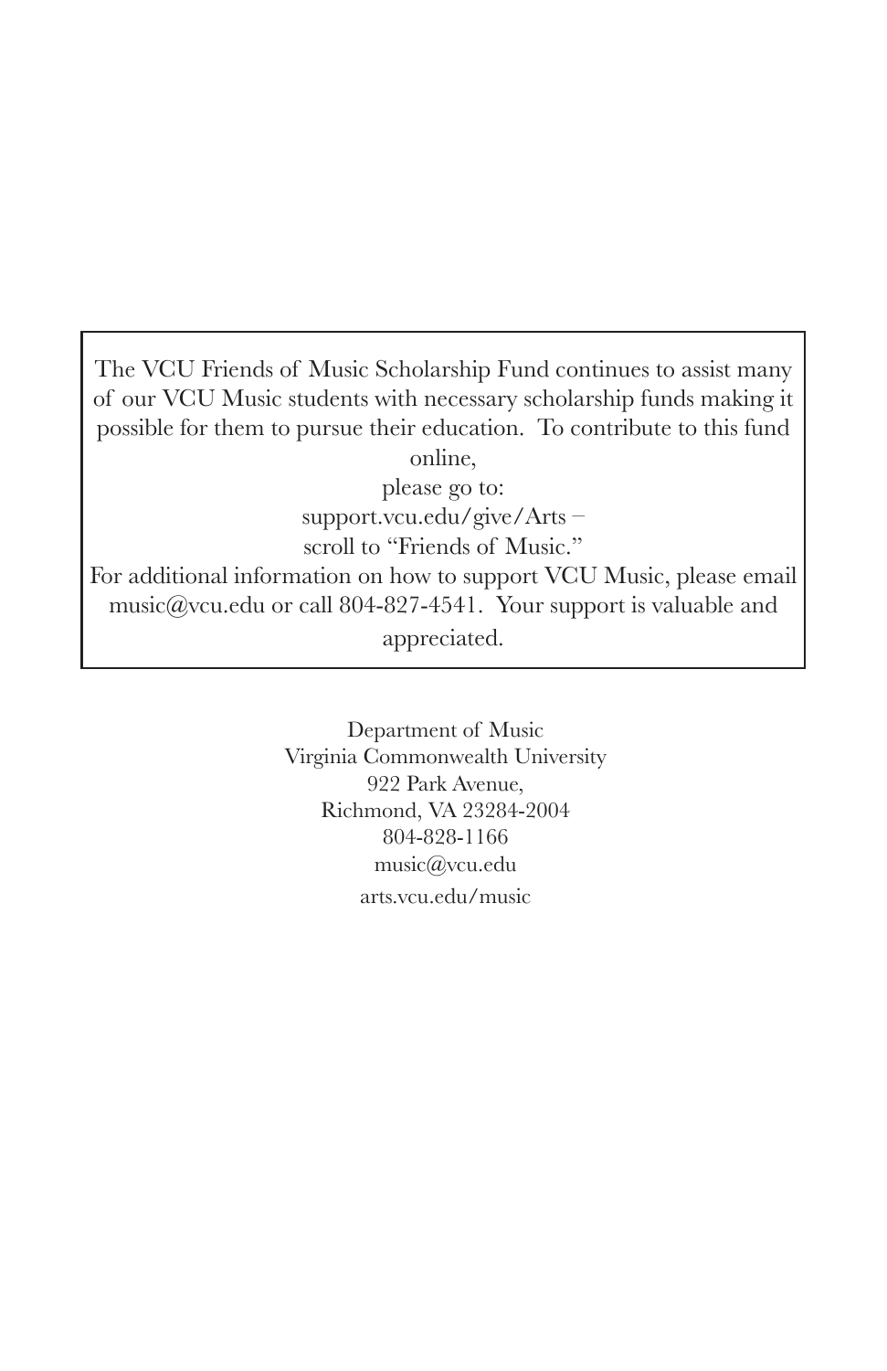The VCU Friends of Music Scholarship Fund continues to assist many of our VCU Music students with necessary scholarship funds making it possible for them to pursue their education. To contribute to this fund online,
please go to:
support.vcu.edu/give/Arts –
scroll to "Friends of Music."
For additional information on how to support VCU Music, please email music@vcu.edu or call 804-827-4541. Your support is valuable and appreciated.

Department of Music
Virginia Commonwealth University
922 Park Avenue,
Richmond, VA 23284-2004
804-828-1166
music@vcu.edu
arts.vcu.edu/music